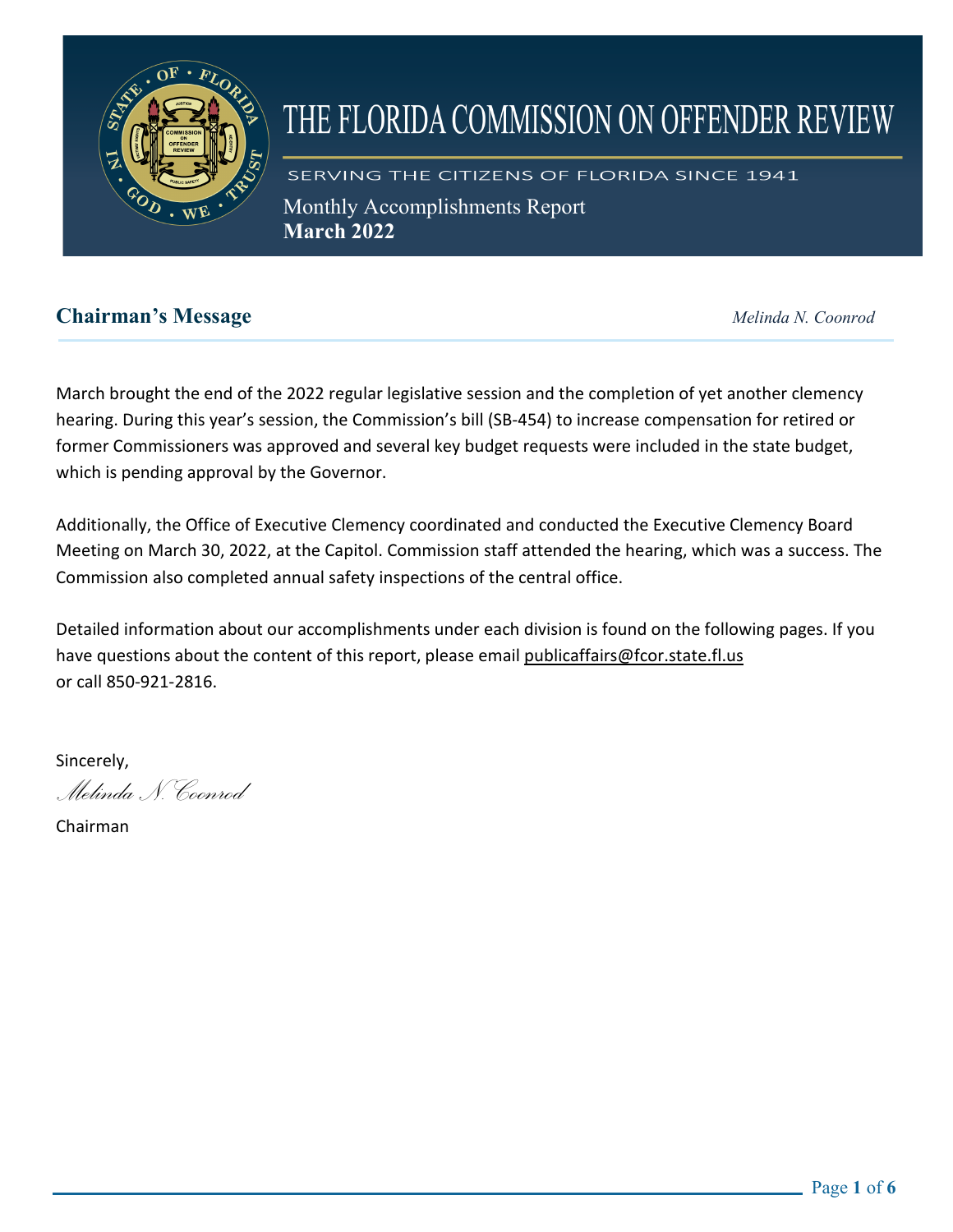# THE FLORIDA COMMISSION ON OFFENDER REVIEW

SERVING THE CITIZENS OF FLORIDA SINCE 1941

Monthly Accomplishments Report
**March 2022**

## Chairman's Message

*Melinda N. Coonrod*

March brought the end of the 2022 regular legislative session and the completion of yet another clemency hearing. During this year's session, the Commission's bill (SB-454) to increase compensation for retired or former Commissioners was approved and several key budget requests were included in the state budget, which is pending approval by the Governor.

Additionally, the Office of Executive Clemency coordinated and conducted the Executive Clemency Board Meeting on March 30, 2022, at the Capitol. Commission staff attended the hearing, which was a success. The Commission also completed annual safety inspections of the central office.

Detailed information about our accomplishments under each division is found on the following pages. If you have questions about the content of this report, please email publicaffairs@fcor.state.fl.us or call 850-921-2816.

Sincerely,

*Melinda N. Coonrod*

Chairman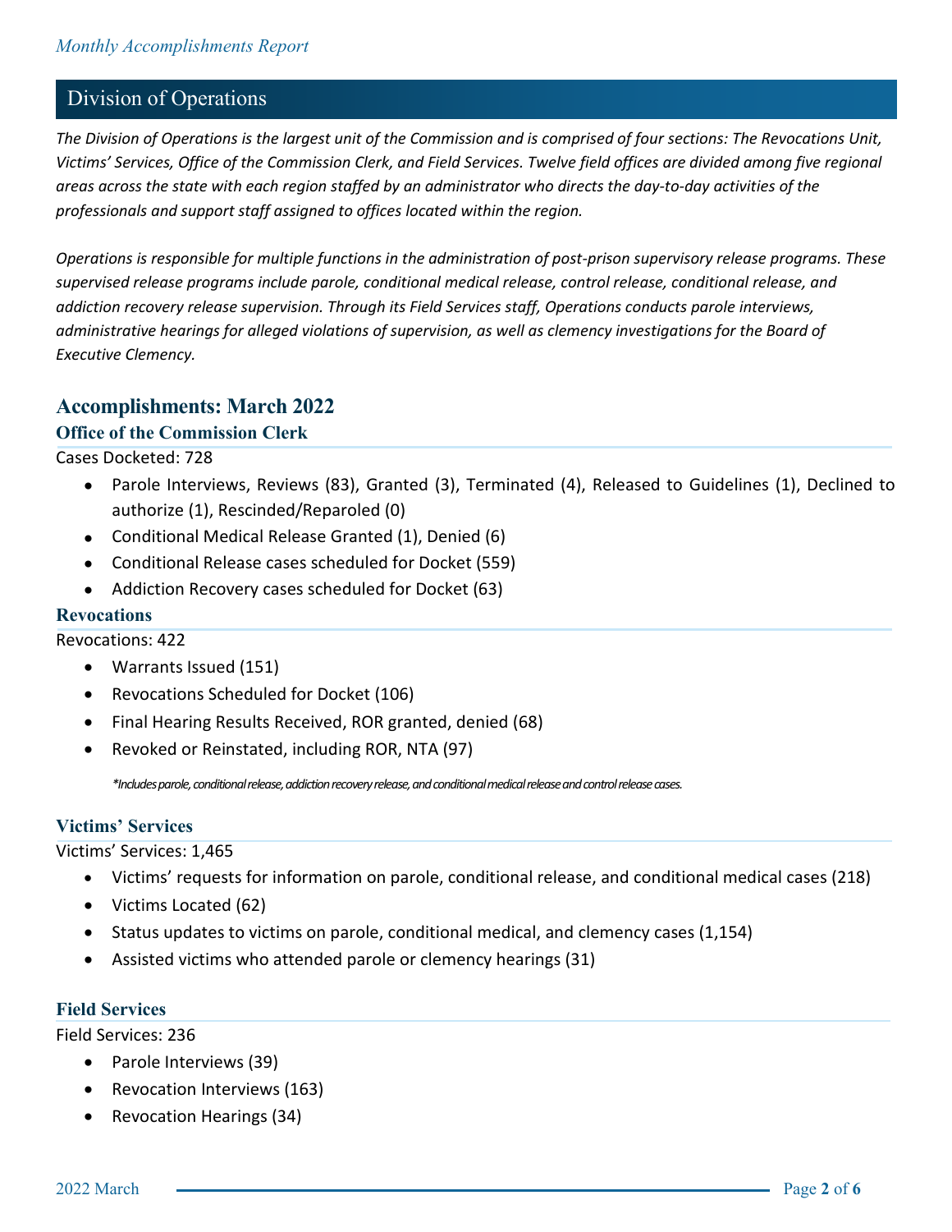## Division of Operations

*The Division of Operations is the largest unit of the Commission and is comprised of four sections: The Revocations Unit, Victims' Services, Office of the Commission Clerk, and Field Services. Twelve field offices are divided among five regional areas across the state with each region staffed by an administrator who directs the day-to-day activities of the professionals and support staff assigned to offices located within the region.*

*Operations is responsible for multiple functions in the administration of post-prison supervisory release programs. These supervised release programs include parole, conditional medical release, control release, conditional release, and addiction recovery release supervision. Through its Field Services staff, Operations conducts parole interviews, administrative hearings for alleged violations of supervision, as well as clemency investigations for the Board of Executive Clemency.*

## Accomplishments: March 2022

### Office of the Commission Clerk

Cases Docketed: 728

- Parole Interviews, Reviews (83), Granted (3), Terminated (4), Released to Guidelines (1), Declined to authorize (1), Rescinded/Reparoled (0)
- Conditional Medical Release Granted (1), Denied (6)
- Conditional Release cases scheduled for Docket (559)
- Addiction Recovery cases scheduled for Docket (63)

### Revocations

Revocations: 422

- Warrants Issued (151)
- Revocations Scheduled for Docket (106)
- Final Hearing Results Received, ROR granted, denied (68)
- Revoked or Reinstated, including ROR, NTA (97)

*\*Includes parole, conditional release, addiction recovery release, and conditional medical release and control release cases.*

### Victims' Services

Victims' Services: 1,465

- Victims' requests for information on parole, conditional release, and conditional medical cases (218)
- Victims Located (62)
- Status updates to victims on parole, conditional medical, and clemency cases (1,154)
- Assisted victims who attended parole or clemency hearings (31)

### Field Services

Field Services: 236

- Parole Interviews (39)
- Revocation Interviews (163)
- Revocation Hearings (34)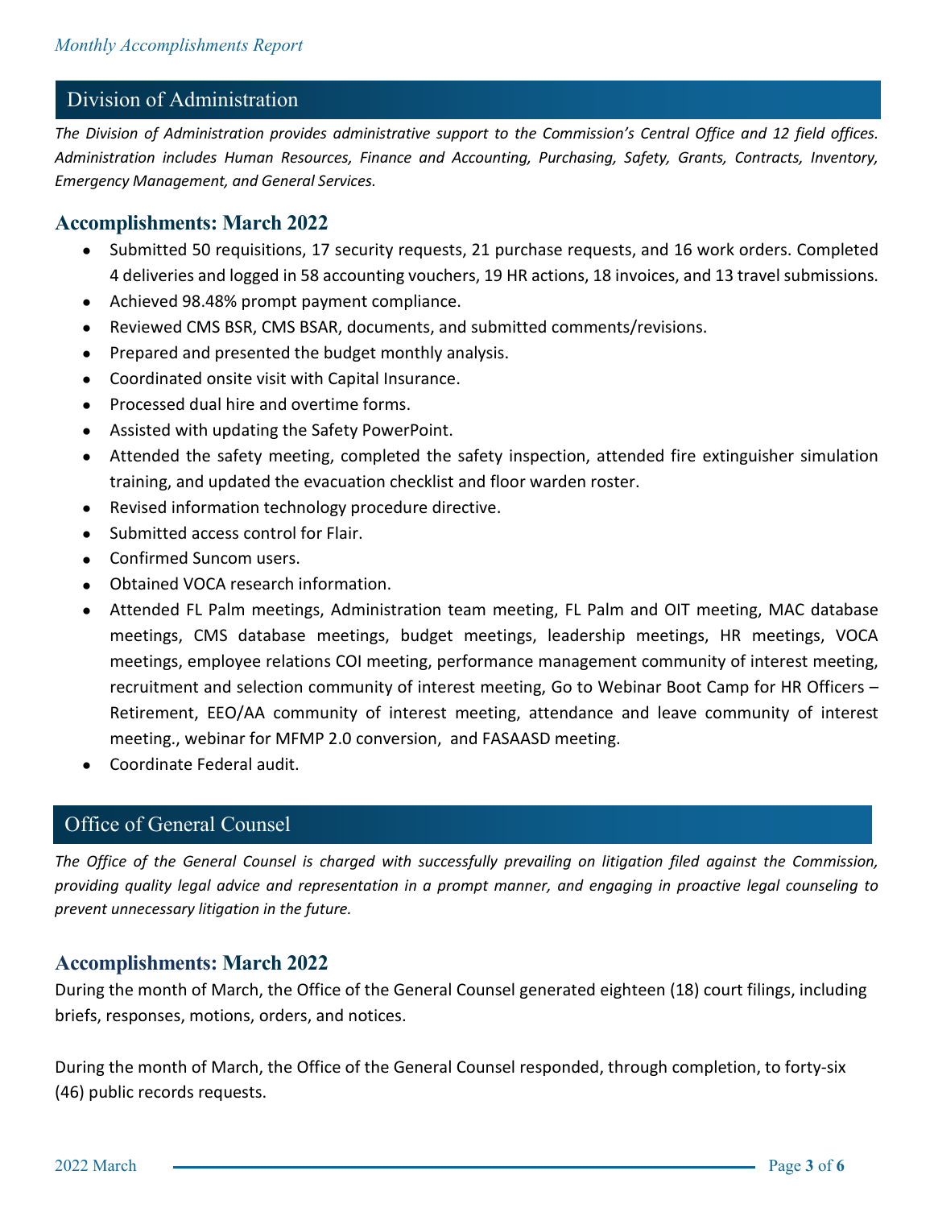## Division of Administration

*The Division of Administration provides administrative support to the Commission's Central Office and 12 field offices. Administration includes Human Resources, Finance and Accounting, Purchasing, Safety, Grants, Contracts, Inventory, Emergency Management, and General Services.*

### Accomplishments: March 2022

- Submitted 50 requisitions, 17 security requests, 21 purchase requests, and 16 work orders. Completed 4 deliveries and logged in 58 accounting vouchers, 19 HR actions, 18 invoices, and 13 travel submissions.
- Achieved 98.48% prompt payment compliance.
- Reviewed CMS BSR, CMS BSAR, documents, and submitted comments/revisions.
- Prepared and presented the budget monthly analysis.
- Coordinated onsite visit with Capital Insurance.
- Processed dual hire and overtime forms.
- Assisted with updating the Safety PowerPoint.
- Attended the safety meeting, completed the safety inspection, attended fire extinguisher simulation training, and updated the evacuation checklist and floor warden roster.
- Revised information technology procedure directive.
- Submitted access control for Flair.
- Confirmed Suncom users.
- Obtained VOCA research information.
- Attended FL Palm meetings, Administration team meeting, FL Palm and OIT meeting, MAC database meetings, CMS database meetings, budget meetings, leadership meetings, HR meetings, VOCA meetings, employee relations COI meeting, performance management community of interest meeting, recruitment and selection community of interest meeting, Go to Webinar Boot Camp for HR Officers – Retirement, EEO/AA community of interest meeting, attendance and leave community of interest meeting., webinar for MFMP 2.0 conversion, and FASAASD meeting.
- Coordinate Federal audit.

## Office of General Counsel

*The Office of the General Counsel is charged with successfully prevailing on litigation filed against the Commission, providing quality legal advice and representation in a prompt manner, and engaging in proactive legal counseling to prevent unnecessary litigation in the future.*

### Accomplishments: March 2022

During the month of March, the Office of the General Counsel generated eighteen (18) court filings, including briefs, responses, motions, orders, and notices.

During the month of March, the Office of the General Counsel responded, through completion, to forty-six (46) public records requests.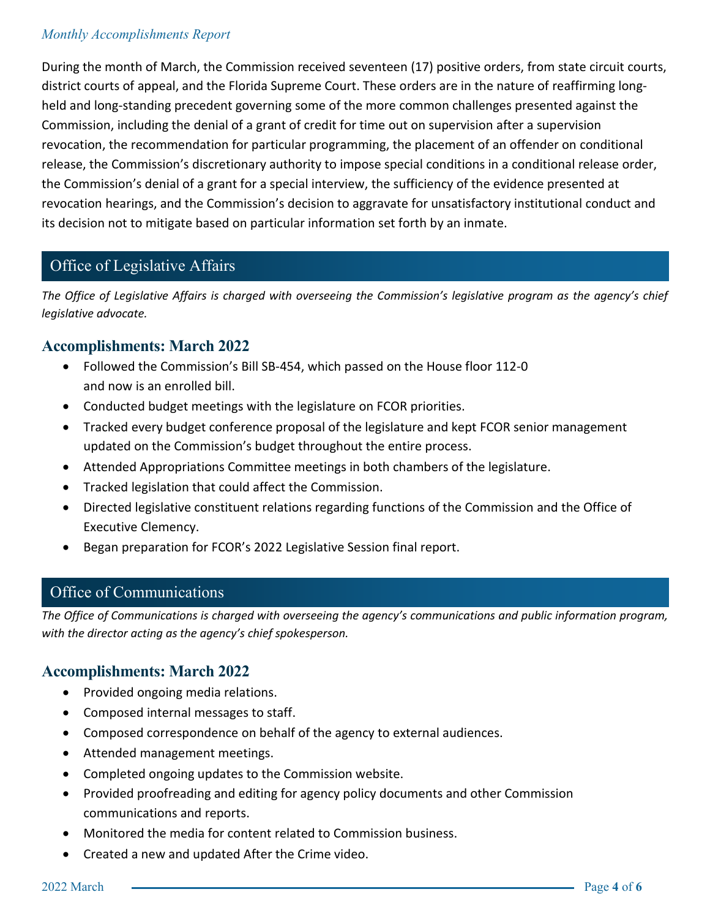*Monthly Accomplishments Report*

During the month of March, the Commission received seventeen (17) positive orders, from state circuit courts, district courts of appeal, and the Florida Supreme Court. These orders are in the nature of reaffirming long-held and long-standing precedent governing some of the more common challenges presented against the Commission, including the denial of a grant of credit for time out on supervision after a supervision revocation, the recommendation for particular programming, the placement of an offender on conditional release, the Commission's discretionary authority to impose special conditions in a conditional release order, the Commission's denial of a grant for a special interview, the sufficiency of the evidence presented at revocation hearings, and the Commission's decision to aggravate for unsatisfactory institutional conduct and its decision not to mitigate based on particular information set forth by an inmate.

## Office of Legislative Affairs

*The Office of Legislative Affairs is charged with overseeing the Commission's legislative program as the agency's chief legislative advocate.*

### Accomplishments: March 2022

- Followed the Commission's Bill SB-454, which passed on the House floor 112-0 and now is an enrolled bill.
- Conducted budget meetings with the legislature on FCOR priorities.
- Tracked every budget conference proposal of the legislature and kept FCOR senior management updated on the Commission's budget throughout the entire process.
- Attended Appropriations Committee meetings in both chambers of the legislature.
- Tracked legislation that could affect the Commission.
- Directed legislative constituent relations regarding functions of the Commission and the Office of Executive Clemency.
- Began preparation for FCOR's 2022 Legislative Session final report.

## Office of Communications

*The Office of Communications is charged with overseeing the agency's communications and public information program, with the director acting as the agency's chief spokesperson.*

### Accomplishments: March 2022

- Provided ongoing media relations.
- Composed internal messages to staff.
- Composed correspondence on behalf of the agency to external audiences.
- Attended management meetings.
- Completed ongoing updates to the Commission website.
- Provided proofreading and editing for agency policy documents and other Commission communications and reports.
- Monitored the media for content related to Commission business.
- Created a new and updated After the Crime video.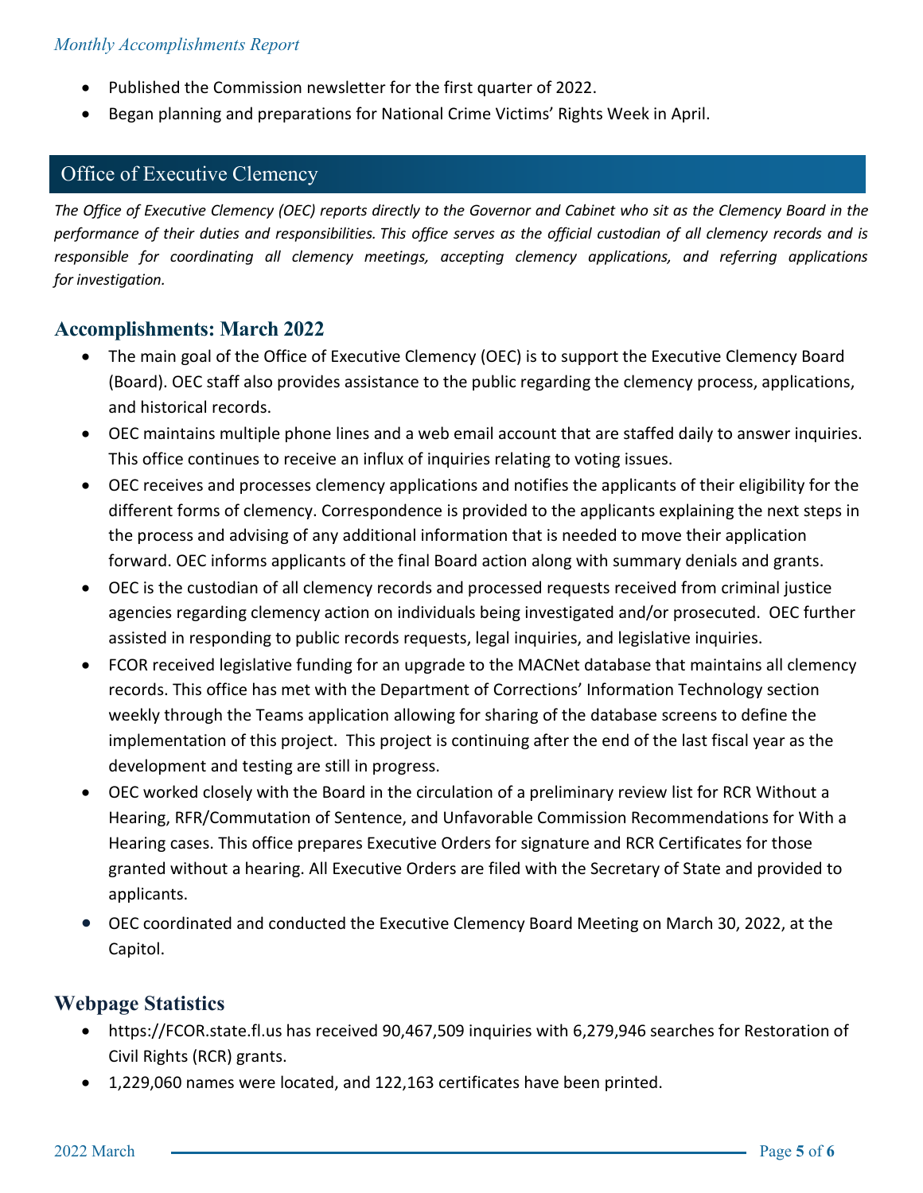- Published the Commission newsletter for the first quarter of 2022.
- Began planning and preparations for National Crime Victims' Rights Week in April.

## Office of Executive Clemency

*The Office of Executive Clemency (OEC) reports directly to the Governor and Cabinet who sit as the Clemency Board in the performance of their duties and responsibilities. This office serves as the official custodian of all clemency records and is responsible for coordinating all clemency meetings, accepting clemency applications, and referring applications for investigation.*

### Accomplishments: March 2022

- The main goal of the Office of Executive Clemency (OEC) is to support the Executive Clemency Board (Board). OEC staff also provides assistance to the public regarding the clemency process, applications, and historical records.
- OEC maintains multiple phone lines and a web email account that are staffed daily to answer inquiries. This office continues to receive an influx of inquiries relating to voting issues.
- OEC receives and processes clemency applications and notifies the applicants of their eligibility for the different forms of clemency. Correspondence is provided to the applicants explaining the next steps in the process and advising of any additional information that is needed to move their application forward. OEC informs applicants of the final Board action along with summary denials and grants.
- OEC is the custodian of all clemency records and processed requests received from criminal justice agencies regarding clemency action on individuals being investigated and/or prosecuted. OEC further assisted in responding to public records requests, legal inquiries, and legislative inquiries.
- FCOR received legislative funding for an upgrade to the MACNet database that maintains all clemency records. This office has met with the Department of Corrections' Information Technology section weekly through the Teams application allowing for sharing of the database screens to define the implementation of this project. This project is continuing after the end of the last fiscal year as the development and testing are still in progress.
- OEC worked closely with the Board in the circulation of a preliminary review list for RCR Without a Hearing, RFR/Commutation of Sentence, and Unfavorable Commission Recommendations for With a Hearing cases. This office prepares Executive Orders for signature and RCR Certificates for those granted without a hearing. All Executive Orders are filed with the Secretary of State and provided to applicants.
- OEC coordinated and conducted the Executive Clemency Board Meeting on March 30, 2022, at the Capitol.

### Webpage Statistics

- https://FCOR.state.fl.us has received 90,467,509 inquiries with 6,279,946 searches for Restoration of Civil Rights (RCR) grants.
- 1,229,060 names were located, and 122,163 certificates have been printed.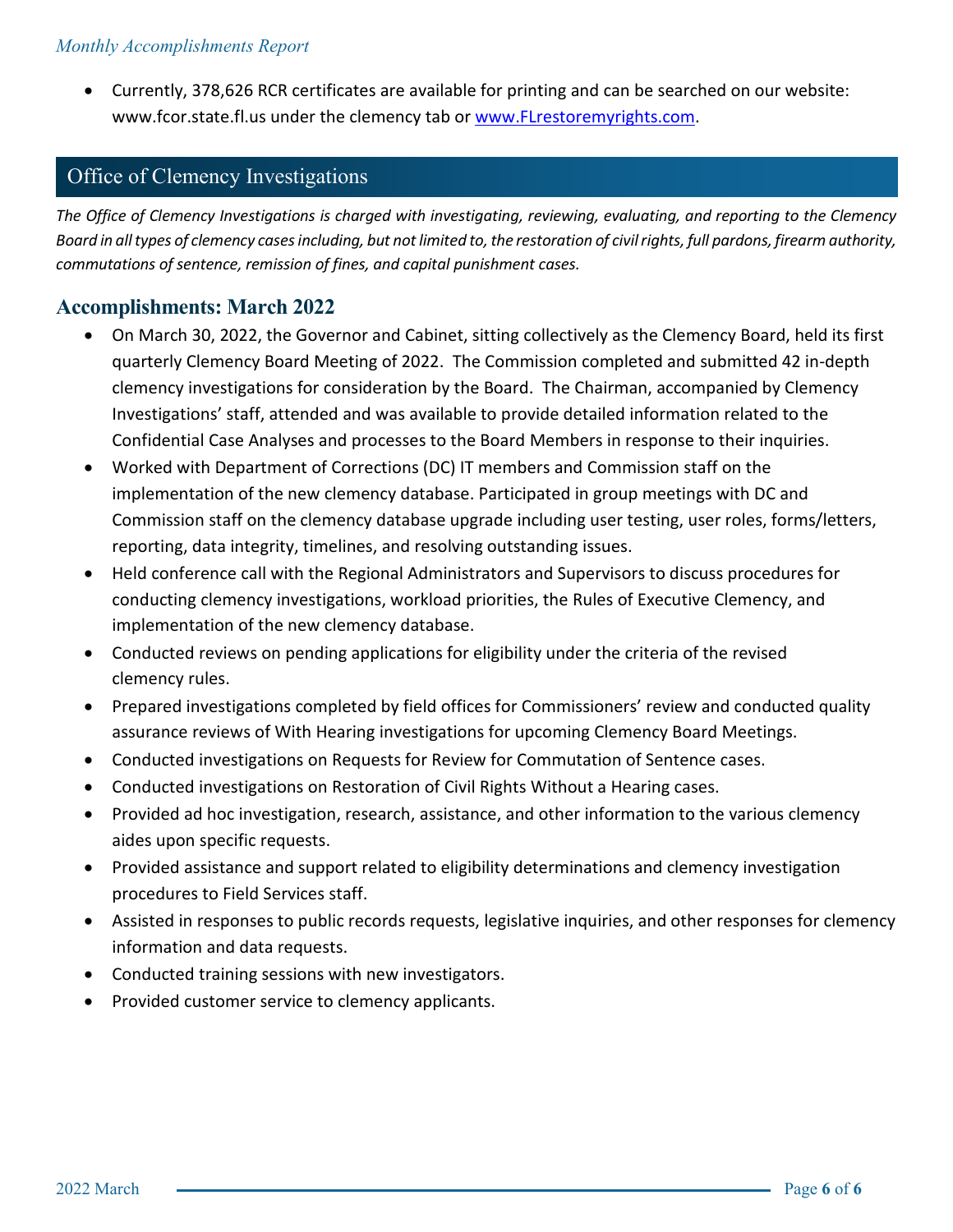- Currently, 378,626 RCR certificates are available for printing and can be searched on our website: www.fcor.state.fl.us under the clemency tab or www.FLrestoremyrights.com.

## Office of Clemency Investigations

*The Office of Clemency Investigations is charged with investigating, reviewing, evaluating, and reporting to the Clemency Board in all types of clemency cases including, but not limited to, the restoration of civil rights, full pardons, firearm authority, commutations of sentence, remission of fines, and capital punishment cases.*

### Accomplishments: March 2022

- On March 30, 2022, the Governor and Cabinet, sitting collectively as the Clemency Board, held its first quarterly Clemency Board Meeting of 2022. The Commission completed and submitted 42 in-depth clemency investigations for consideration by the Board. The Chairman, accompanied by Clemency Investigations' staff, attended and was available to provide detailed information related to the Confidential Case Analyses and processes to the Board Members in response to their inquiries.
- Worked with Department of Corrections (DC) IT members and Commission staff on the implementation of the new clemency database. Participated in group meetings with DC and Commission staff on the clemency database upgrade including user testing, user roles, forms/letters, reporting, data integrity, timelines, and resolving outstanding issues.
- Held conference call with the Regional Administrators and Supervisors to discuss procedures for conducting clemency investigations, workload priorities, the Rules of Executive Clemency, and implementation of the new clemency database.
- Conducted reviews on pending applications for eligibility under the criteria of the revised clemency rules.
- Prepared investigations completed by field offices for Commissioners' review and conducted quality assurance reviews of With Hearing investigations for upcoming Clemency Board Meetings.
- Conducted investigations on Requests for Review for Commutation of Sentence cases.
- Conducted investigations on Restoration of Civil Rights Without a Hearing cases.
- Provided ad hoc investigation, research, assistance, and other information to the various clemency aides upon specific requests.
- Provided assistance and support related to eligibility determinations and clemency investigation procedures to Field Services staff.
- Assisted in responses to public records requests, legislative inquiries, and other responses for clemency information and data requests.
- Conducted training sessions with new investigators.
- Provided customer service to clemency applicants.